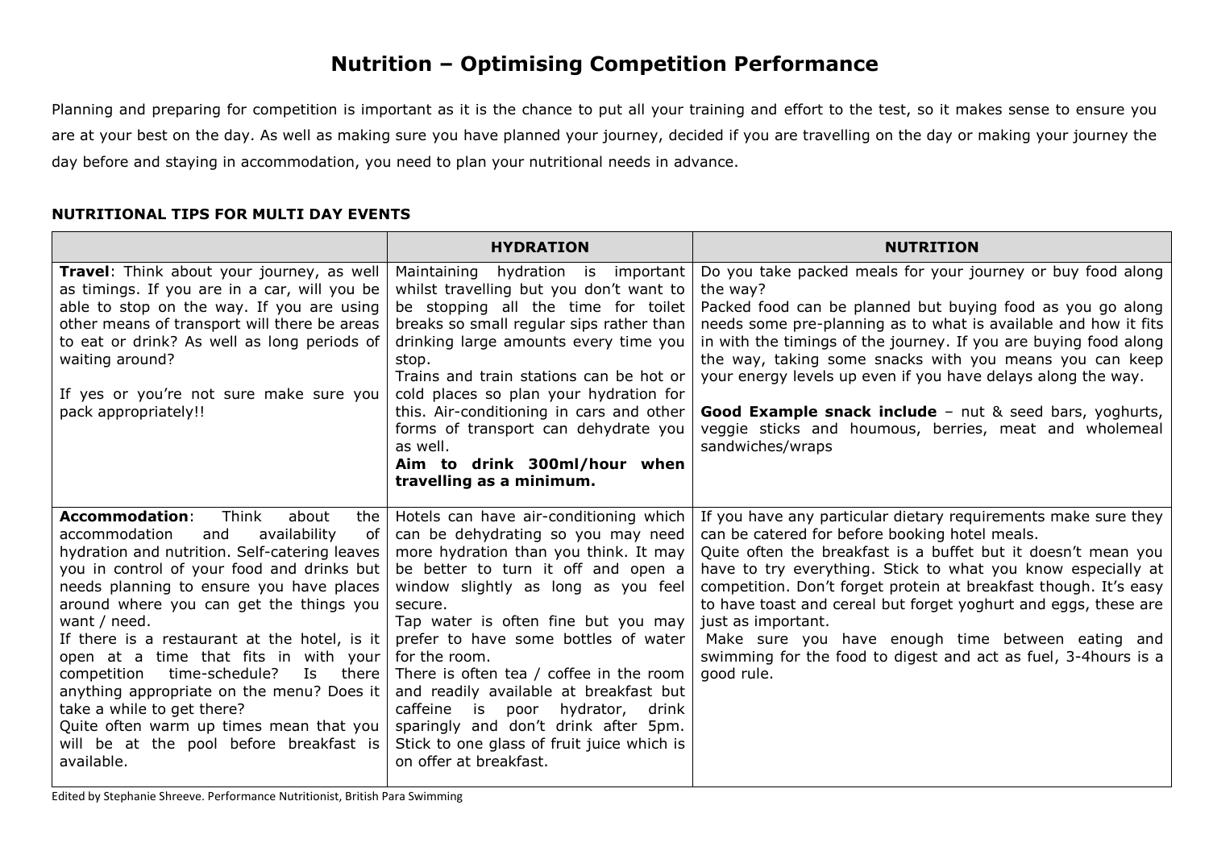# Nutrition – Optimising Competition Performance

Planning and preparing for competition is important as it is the chance to put all your training and effort to the test, so it makes sense to ensure you are at your best on the day. As well as making sure you have planned your journey, decided if you are travelling on the day or making your journey the day before and staying in accommodation, you need to plan your nutritional needs in advance.

### NUTRITIONAL TIPS FOR MULTI DAY EVENTS

| | HYDRATION | NUTRITION |
|---|---|---|
| **Travel**: Think about your journey, as well as timings. If you are in a car, will you be able to stop on the way. If you are using other means of transport will there be areas to eat or drink? As well as long periods of waiting around?<br><br>If yes or you're not sure make sure you pack appropriately!! | Maintaining hydration is important whilst travelling but you don't want to be stopping all the time for toilet breaks so small regular sips rather than drinking large amounts every time you stop.<br>Trains and train stations can be hot or cold places so plan your hydration for this. Air-conditioning in cars and other forms of transport can dehydrate you as well.<br>**Aim to drink 300ml/hour when travelling as a minimum.** | Do you take packed meals for your journey or buy food along the way?<br>Packed food can be planned but buying food as you go along needs some pre-planning as to what is available and how it fits in with the timings of the journey. If you are buying food along the way, taking some snacks with you means you can keep your energy levels up even if you have delays along the way.<br><br>**Good Example snack include** – nut & seed bars, yoghurts, veggie sticks and houmous, berries, meat and wholemeal sandwiches/wraps |
| **Accommodation**: Think about the accommodation and availability of hydration and nutrition. Self-catering leaves you in control of your food and drinks but needs planning to ensure you have places around where you can get the things you want / need.<br>If there is a restaurant at the hotel, is it open at a time that fits in with your competition time-schedule? Is there anything appropriate on the menu? Does it take a while to get there?<br>Quite often warm up times mean that you will be at the pool before breakfast is available. | Hotels can have air-conditioning which can be dehydrating so you may need more hydration than you think. It may be better to turn it off and open a window slightly as long as you feel secure.<br>Tap water is often fine but you may prefer to have some bottles of water for the room.<br>There is often tea / coffee in the room and readily available at breakfast but caffeine is poor hydrator, drink sparingly and don't drink after 5pm.<br>Stick to one glass of fruit juice which is on offer at breakfast. | If you have any particular dietary requirements make sure they can be catered for before booking hotel meals.<br>Quite often the breakfast is a buffet but it doesn't mean you have to try everything. Stick to what you know especially at competition. Don't forget protein at breakfast though. It's easy to have toast and cereal but forget yoghurt and eggs, these are just as important.<br>Make sure you have enough time between eating and swimming for the food to digest and act as fuel, 3-4hours is a good rule. |

Edited by Stephanie Shreeve. Performance Nutritionist, British Para Swimming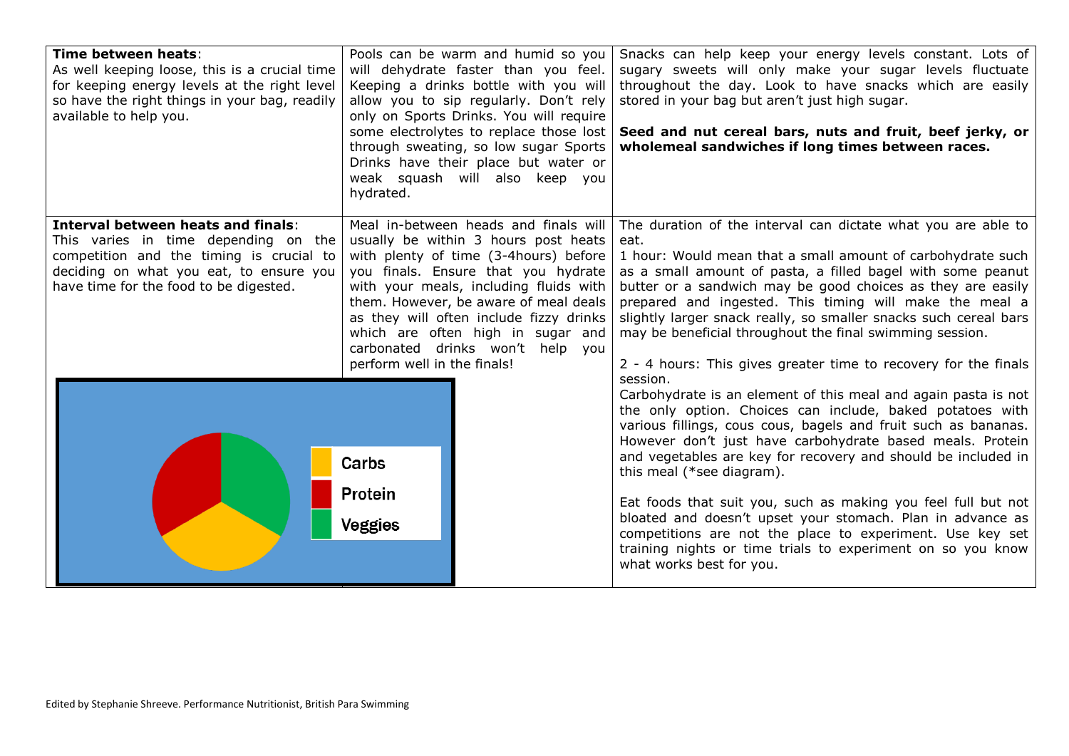| | | |
|---|---|---|
| **Time between heats**: As well keeping loose, this is a crucial time for keeping energy levels at the right level so have the right things in your bag, readily available to help you. | Pools can be warm and humid so you will dehydrate faster than you feel. Keeping a drinks bottle with you will allow you to sip regularly. Don't rely only on Sports Drinks. You will require some electrolytes to replace those lost through sweating, so low sugar Sports Drinks have their place but water or weak squash will also keep you hydrated. | Snacks can help keep your energy levels constant. Lots of sugary sweets will only make your sugar levels fluctuate throughout the day. Look to have snacks which are easily stored in your bag but aren't just high sugar. <br><br> **Seed and nut cereal bars, nuts and fruit, beef jerky, or wholemeal sandwiches if long times between races.** |
| **Interval between heats and finals**: This varies in time depending on the competition and the timing is crucial to deciding on what you eat, to ensure you have time for the food to be digested. | Meal in-between heads and finals will usually be within 3 hours post heats with plenty of time (3-4hours) before you finals. Ensure that you hydrate with your meals, including fluids with them. However, be aware of meal deals as they will often include fizzy drinks which are often high in sugar and carbonated drinks won't help you perform well in the finals! | The duration of the interval can dictate what you are able to eat. <br> 1 hour: Would mean that a small amount of carbohydrate such as a small amount of pasta, a filled bagel with some peanut butter or a sandwich may be good choices as they are easily prepared and ingested. This timing will make the meal a slightly larger snack really, so smaller snacks such cereal bars may be beneficial throughout the final swimming session. <br><br> 2 - 4 hours: This gives greater time to recovery for the finals session. <br> Carbohydrate is an element of this meal and again pasta is not the only option. Choices can include, baked potatoes with various fillings, cous cous, bagels and fruit such as bananas. However don't just have carbohydrate based meals. Protein and vegetables are key for recovery and should be included in this meal (*see diagram). <br><br> Eat foods that suit you, such as making you feel full but not bloated and doesn't upset your stomach. Plan in advance as competitions are not the place to experiment. Use key set training nights or time trials to experiment on so you know what works best for you. |

Carbs
Protein
Veggies

Edited by Stephanie Shreeve. Performance Nutritionist, British Para Swimming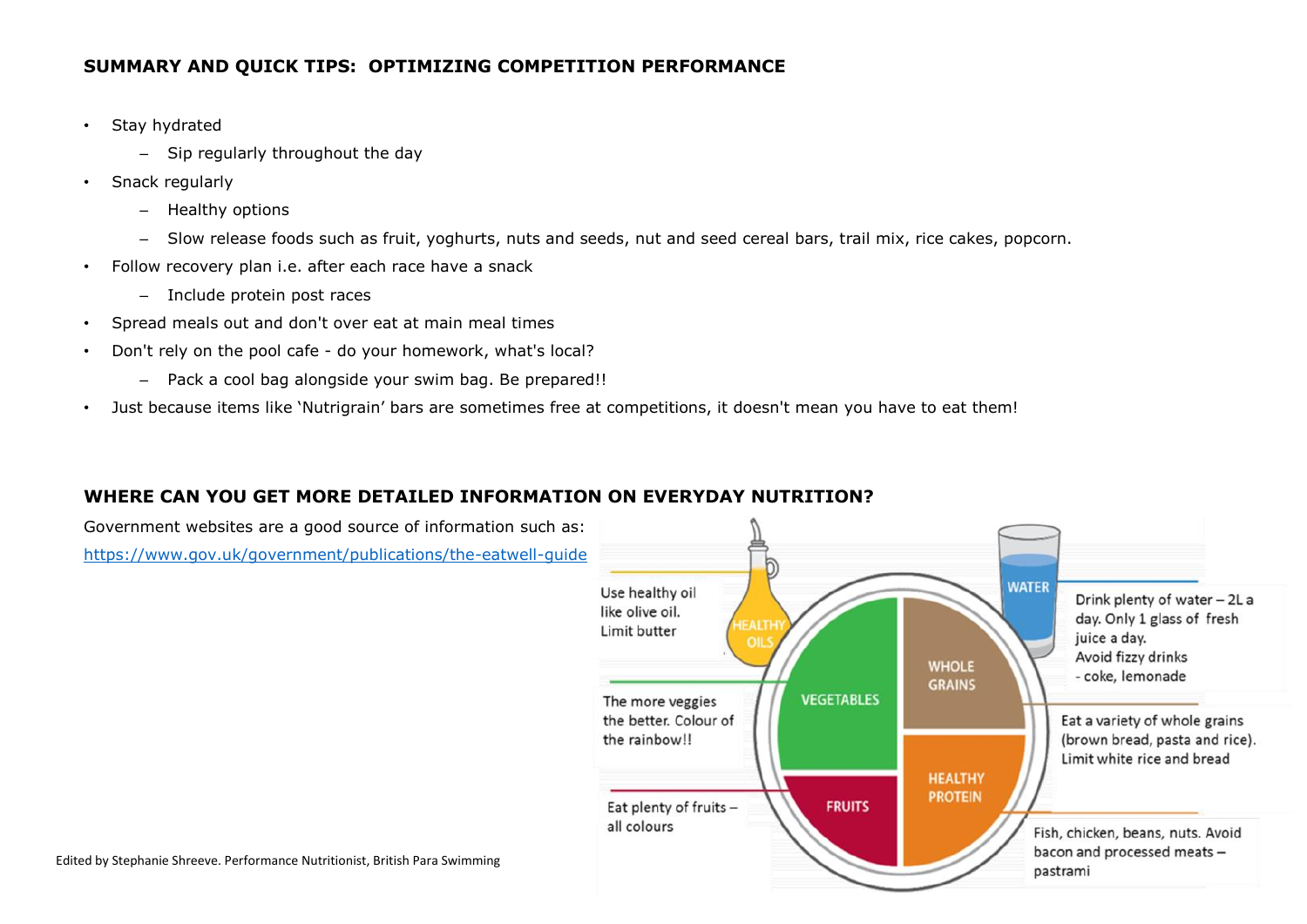## SUMMARY AND QUICK TIPS: OPTIMIZING COMPETITION PERFORMANCE

- Stay hydrated
  - Sip regularly throughout the day
- Snack regularly
  - Healthy options
  - Slow release foods such as fruit, yoghurts, nuts and seeds, nut and seed cereal bars, trail mix, rice cakes, popcorn.
- Follow recovery plan i.e. after each race have a snack
  - Include protein post races
- Spread meals out and don't over eat at main meal times
- Don't rely on the pool cafe - do your homework, what's local?
  - Pack a cool bag alongside your swim bag. Be prepared!!
- Just because items like 'Nutrigrain' bars are sometimes free at competitions, it doesn't mean you have to eat them!

## WHERE CAN YOU GET MORE DETAILED INFORMATION ON EVERYDAY NUTRITION?

Government websites are a good source of information such as:

https://www.gov.uk/government/publications/the-eatwell-guide

Use healthy oil like olive oil. Limit butter

HEALTHY OILS

WATER

Drink plenty of water – 2L a day. Only 1 glass of fresh juice a day. Avoid fizzy drinks - coke, lemonade

WHOLE GRAINS

VEGETABLES

The more veggies the better. Colour of the rainbow!!

Eat a variety of whole grains (brown bread, pasta and rice). Limit white rice and bread

HEALTHY PROTEIN

FRUITS

Eat plenty of fruits – all colours

Fish, chicken, beans, nuts. Avoid bacon and processed meats – pastrami

Edited by Stephanie Shreeve. Performance Nutritionist, British Para Swimming